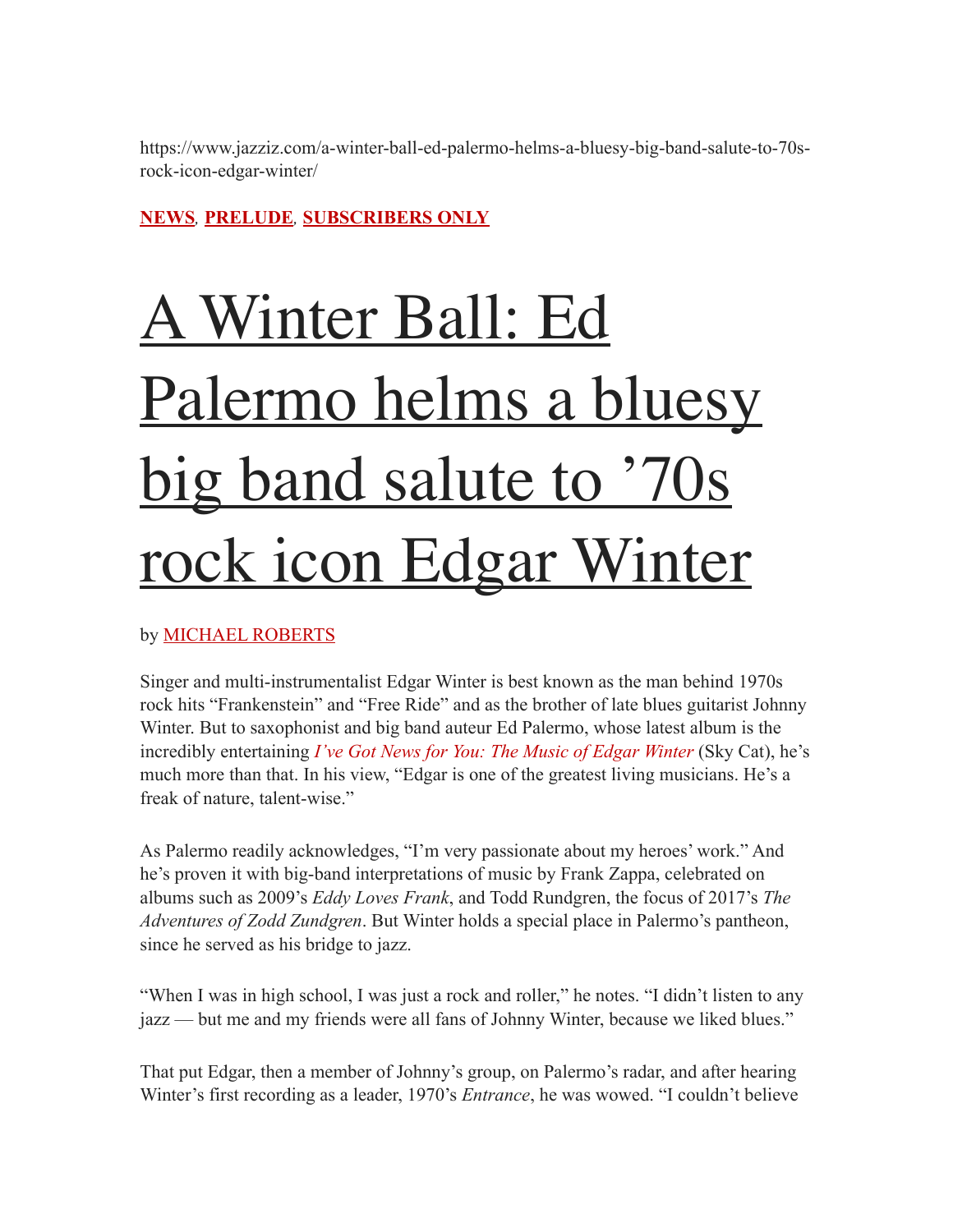https://www.jazziz.com/a-winter-ball-ed-palermo-helms-a-bluesy-big-band-salute-to-70s-rock-icon-edgar-winter/

**NEWS**, **PRELUDE**, **SUBSCRIBERS ONLY**

# A Winter Ball: Ed Palermo helms a bluesy big band salute to ’70s rock icon Edgar Winter

by MICHAEL ROBERTS

Singer and multi-instrumentalist Edgar Winter is best known as the man behind 1970s rock hits “Frankenstein” and “Free Ride” and as the brother of late blues guitarist Johnny Winter. But to saxophonist and big band auteur Ed Palermo, whose latest album is the incredibly entertaining *I’ve Got News for You: The Music of Edgar Winter* (Sky Cat), he’s much more than that. In his view, “Edgar is one of the greatest living musicians. He’s a freak of nature, talent-wise.”

As Palermo readily acknowledges, “I’m very passionate about my heroes’ work.” And he’s proven it with big-band interpretations of music by Frank Zappa, celebrated on albums such as 2009’s *Eddy Loves Frank*, and Todd Rundgren, the focus of 2017’s *The Adventures of Zodd Zundgren*. But Winter holds a special place in Palermo’s pantheon, since he served as his bridge to jazz.

“When I was in high school, I was just a rock and roller,” he notes. “I didn’t listen to any jazz — but me and my friends were all fans of Johnny Winter, because we liked blues.”

That put Edgar, then a member of Johnny’s group, on Palermo’s radar, and after hearing Winter’s first recording as a leader, 1970’s *Entrance*, he was wowed. “I couldn’t believe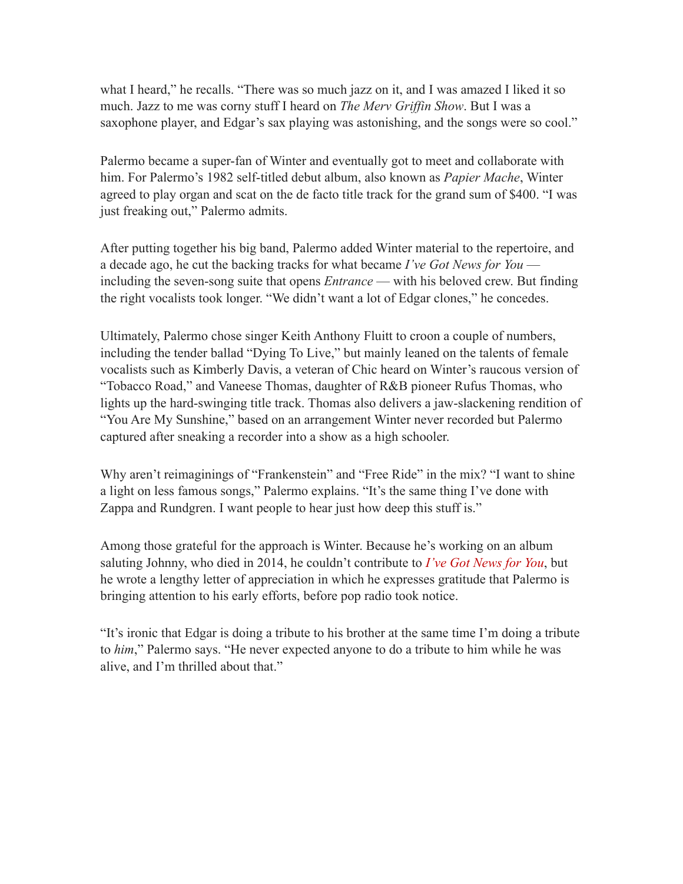what I heard," he recalls. "There was so much jazz on it, and I was amazed I liked it so much. Jazz to me was corny stuff I heard on *The Merv Griffin Show*. But I was a saxophone player, and Edgar's sax playing was astonishing, and the songs were so cool."

Palermo became a super-fan of Winter and eventually got to meet and collaborate with him. For Palermo's 1982 self-titled debut album, also known as *Papier Mache*, Winter agreed to play organ and scat on the de facto title track for the grand sum of $400. "I was just freaking out," Palermo admits.

After putting together his big band, Palermo added Winter material to the repertoire, and a decade ago, he cut the backing tracks for what became *I've Got News for You* — including the seven-song suite that opens *Entrance* — with his beloved crew. But finding the right vocalists took longer. "We didn't want a lot of Edgar clones," he concedes.

Ultimately, Palermo chose singer Keith Anthony Fluitt to croon a couple of numbers, including the tender ballad "Dying To Live," but mainly leaned on the talents of female vocalists such as Kimberly Davis, a veteran of Chic heard on Winter's raucous version of "Tobacco Road," and Vaneese Thomas, daughter of R&B pioneer Rufus Thomas, who lights up the hard-swinging title track. Thomas also delivers a jaw-slackening rendition of "You Are My Sunshine," based on an arrangement Winter never recorded but Palermo captured after sneaking a recorder into a show as a high schooler.

Why aren't reimaginings of "Frankenstein" and "Free Ride" in the mix? "I want to shine a light on less famous songs," Palermo explains. "It's the same thing I've done with Zappa and Rundgren. I want people to hear just how deep this stuff is."

Among those grateful for the approach is Winter. Because he's working on an album saluting Johnny, who died in 2014, he couldn't contribute to *I've Got News for You*, but he wrote a lengthy letter of appreciation in which he expresses gratitude that Palermo is bringing attention to his early efforts, before pop radio took notice.

"It's ironic that Edgar is doing a tribute to his brother at the same time I'm doing a tribute to *him*," Palermo says. "He never expected anyone to do a tribute to him while he was alive, and I'm thrilled about that."